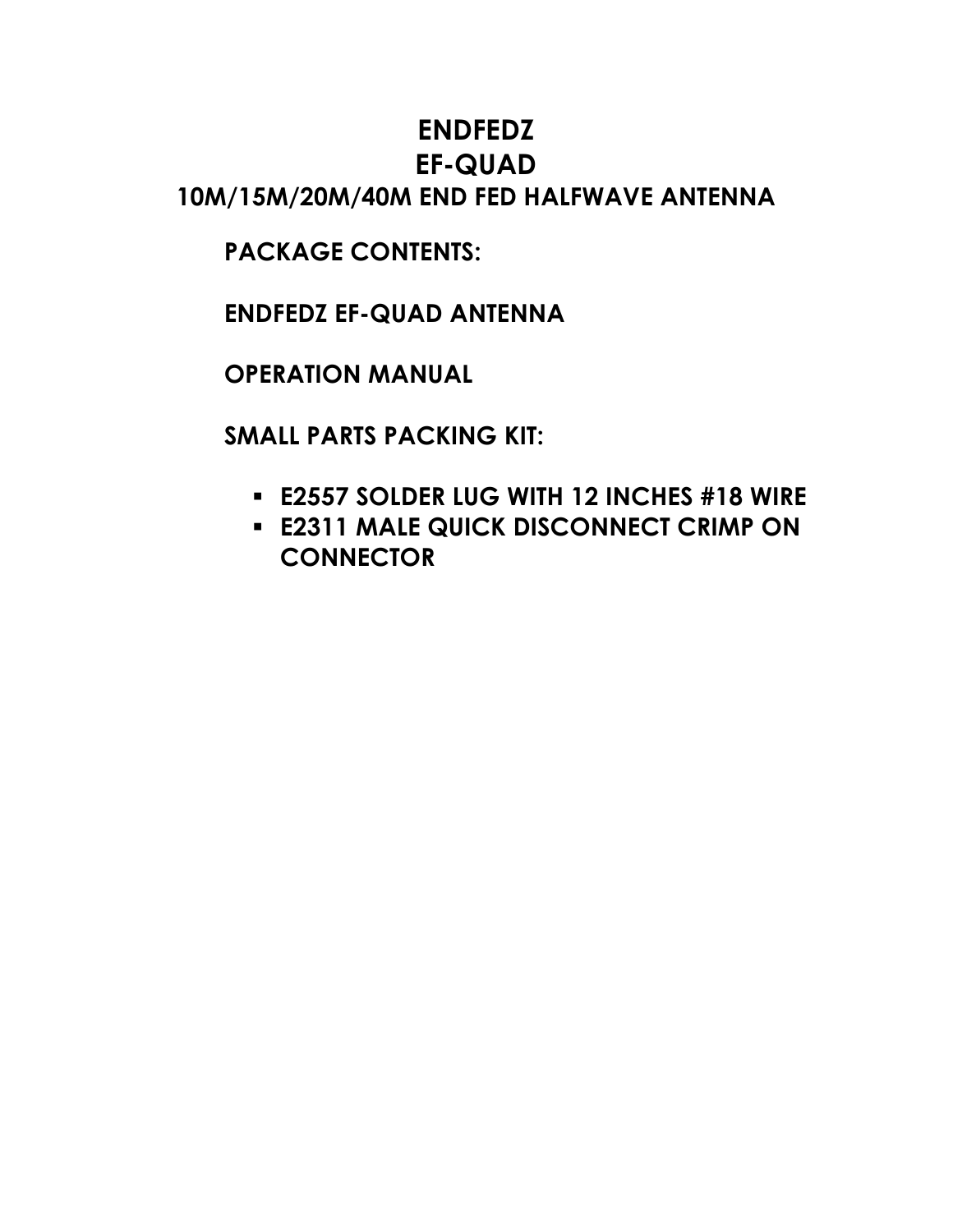# ENDFEDZ
# EF-QUAD
## 10M/15M/20M/40M END FED HALFWAVE ANTENNA

**PACKAGE CONTENTS:**

**ENDFEDZ EF-QUAD ANTENNA**

**OPERATION MANUAL**

**SMALL PARTS PACKING KIT:**

- **E2557 SOLDER LUG WITH 12 INCHES #18 WIRE**
- **E2311 MALE QUICK DISCONNECT CRIMP ON CONNECTOR**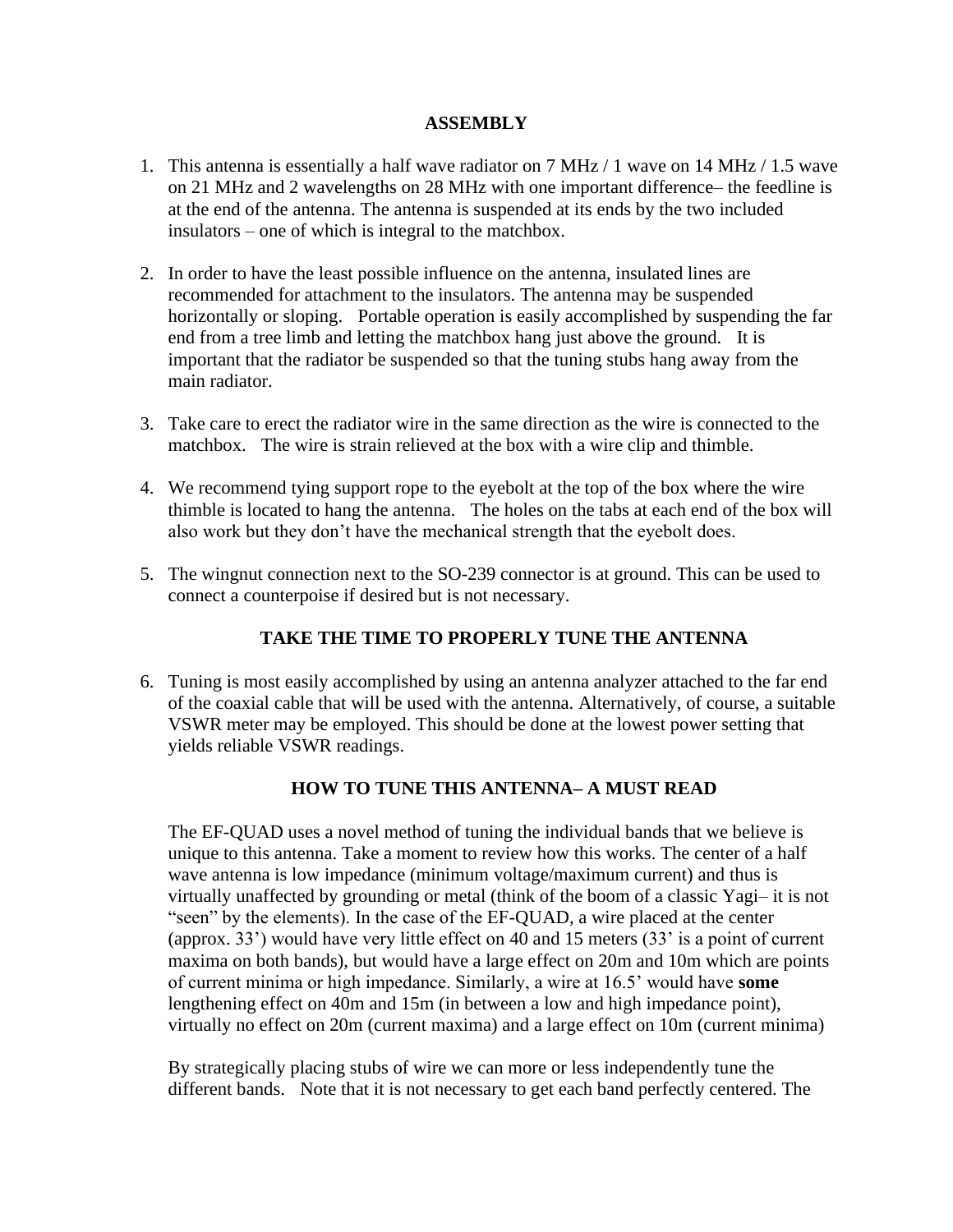## ASSEMBLY

1. This antenna is essentially a half wave radiator on 7 MHz / 1 wave on 14 MHz / 1.5 wave on 21 MHz and 2 wavelengths on 28 MHz with one important difference– the feedline is at the end of the antenna. The antenna is suspended at its ends by the two included insulators – one of which is integral to the matchbox.

2. In order to have the least possible influence on the antenna, insulated lines are recommended for attachment to the insulators. The antenna may be suspended horizontally or sloping. Portable operation is easily accomplished by suspending the far end from a tree limb and letting the matchbox hang just above the ground. It is important that the radiator be suspended so that the tuning stubs hang away from the main radiator.

3. Take care to erect the radiator wire in the same direction as the wire is connected to the matchbox. The wire is strain relieved at the box with a wire clip and thimble.

4. We recommend tying support rope to the eyebolt at the top of the box where the wire thimble is located to hang the antenna. The holes on the tabs at each end of the box will also work but they don't have the mechanical strength that the eyebolt does.

5. The wingnut connection next to the SO-239 connector is at ground. This can be used to connect a counterpoise if desired but is not necessary.

## TAKE THE TIME TO PROPERLY TUNE THE ANTENNA

6. Tuning is most easily accomplished by using an antenna analyzer attached to the far end of the coaxial cable that will be used with the antenna. Alternatively, of course, a suitable VSWR meter may be employed. This should be done at the lowest power setting that yields reliable VSWR readings.

## HOW TO TUNE THIS ANTENNA– A MUST READ

The EF-QUAD uses a novel method of tuning the individual bands that we believe is unique to this antenna. Take a moment to review how this works. The center of a half wave antenna is low impedance (minimum voltage/maximum current) and thus is virtually unaffected by grounding or metal (think of the boom of a classic Yagi– it is not "seen" by the elements). In the case of the EF-QUAD, a wire placed at the center (approx. 33') would have very little effect on 40 and 15 meters (33' is a point of current maxima on both bands), but would have a large effect on 20m and 10m which are points of current minima or high impedance. Similarly, a wire at 16.5' would have **some** lengthening effect on 40m and 15m (in between a low and high impedance point), virtually no effect on 20m (current maxima) and a large effect on 10m (current minima)

By strategically placing stubs of wire we can more or less independently tune the different bands. Note that it is not necessary to get each band perfectly centered. The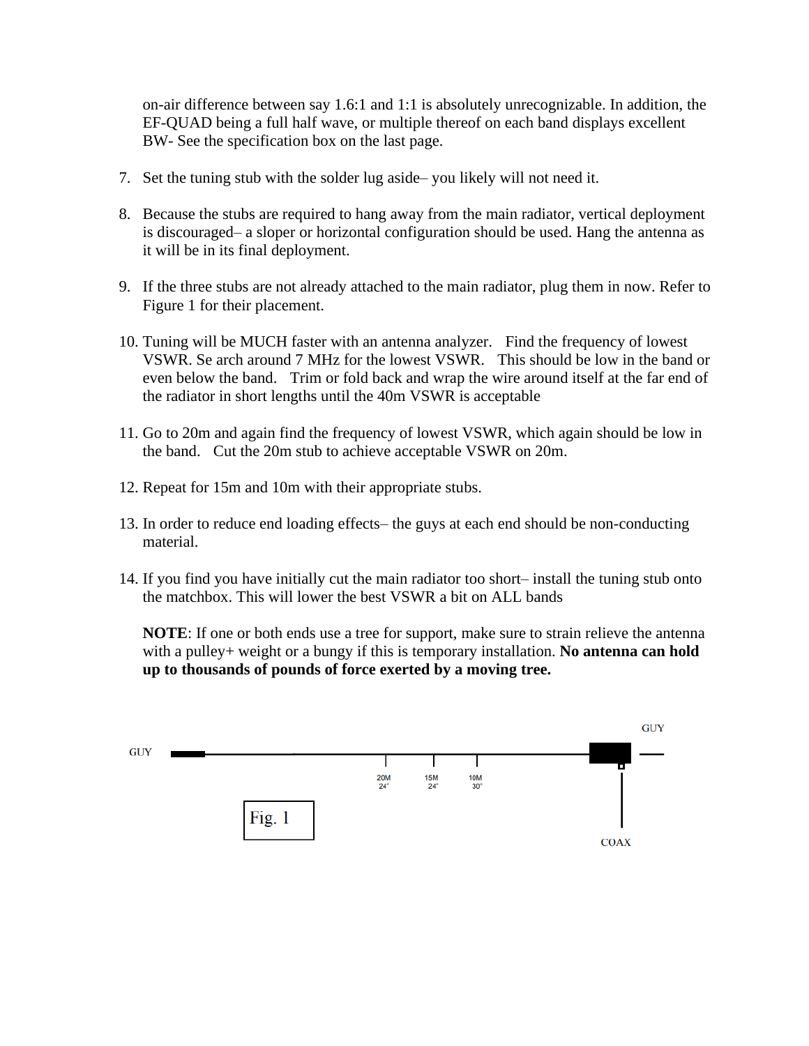on-air difference between say 1.6:1 and 1:1 is absolutely unrecognizable. In addition, the EF-QUAD being a full half wave, or multiple thereof on each band displays excellent BW- See the specification box on the last page.

7. Set the tuning stub with the solder lug aside– you likely will not need it.

8. Because the stubs are required to hang away from the main radiator, vertical deployment is discouraged– a sloper or horizontal configuration should be used. Hang the antenna as it will be in its final deployment.

9. If the three stubs are not already attached to the main radiator, plug them in now. Refer to Figure 1 for their placement.

10. Tuning will be MUCH faster with an antenna analyzer. Find the frequency of lowest VSWR. Se arch around 7 MHz for the lowest VSWR. This should be low in the band or even below the band. Trim or fold back and wrap the wire around itself at the far end of the radiator in short lengths until the 40m VSWR is acceptable

11. Go to 20m and again find the frequency of lowest VSWR, which again should be low in the band. Cut the 20m stub to achieve acceptable VSWR on 20m.

12. Repeat for 15m and 10m with their appropriate stubs.

13. In order to reduce end loading effects– the guys at each end should be non-conducting material.

14. If you find you have initially cut the main radiator too short– install the tuning stub onto the matchbox. This will lower the best VSWR a bit on ALL bands

    **NOTE**: If one or both ends use a tree for support, make sure to strain relieve the antenna with a pulley+ weight or a bungy if this is temporary installation. **No antenna can hold up to thousands of pounds of force exerted by a moving tree.**

GUY — 20M 24" — 15M 24" — 10M 30" — GUY — COAX

Fig. 1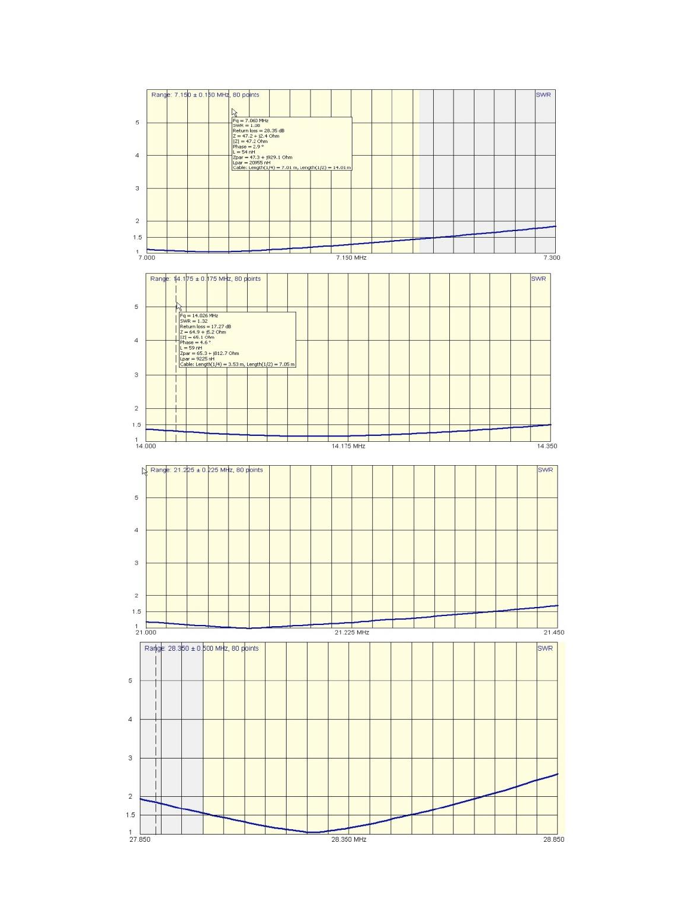Range: 7.150 ± 0.150 MHz, 80 points

SWR

Fq = 7.060 MHz
SWR = 1.06
Return loss = 28.35 dB
Z = 47.2 + j2.4 Ohm
|Z| = 47.2 Ohm
Phase = 2.9 °
L = 54 nH
Zpar = 47.3 + j929.1 Ohm
Lpar = 20955 nH
Cable: Length(1/4) = 7.01 m, Length(1/2) = 14.01 m

7.000 | 7.150 MHz | 7.300

Range: 14.175 ± 0.175 MHz, 80 points

SWR

Fq = 14.026 MHz
SWR = 1.32
Return loss = 17.27 dB
Z = 64.9 + j5.2 Ohm
|Z| = 65.1 Ohm
Phase = 4.6 °
L = 59 nH
Zpar = 65.3 + j812.7 Ohm
Lpar = 9225 nH
Cable: Length(1/4) = 3.53 m, Length(1/2) = 7.05 m

14.000 | 14.175 MHz | 14.350

Range: 21.225 ± 0.225 MHz, 80 points

SWR

21.000 | 21.225 MHz | 21.450

Range: 28.350 ± 0.500 MHz, 80 points

SWR

27.850 | 28.350 MHz | 28.850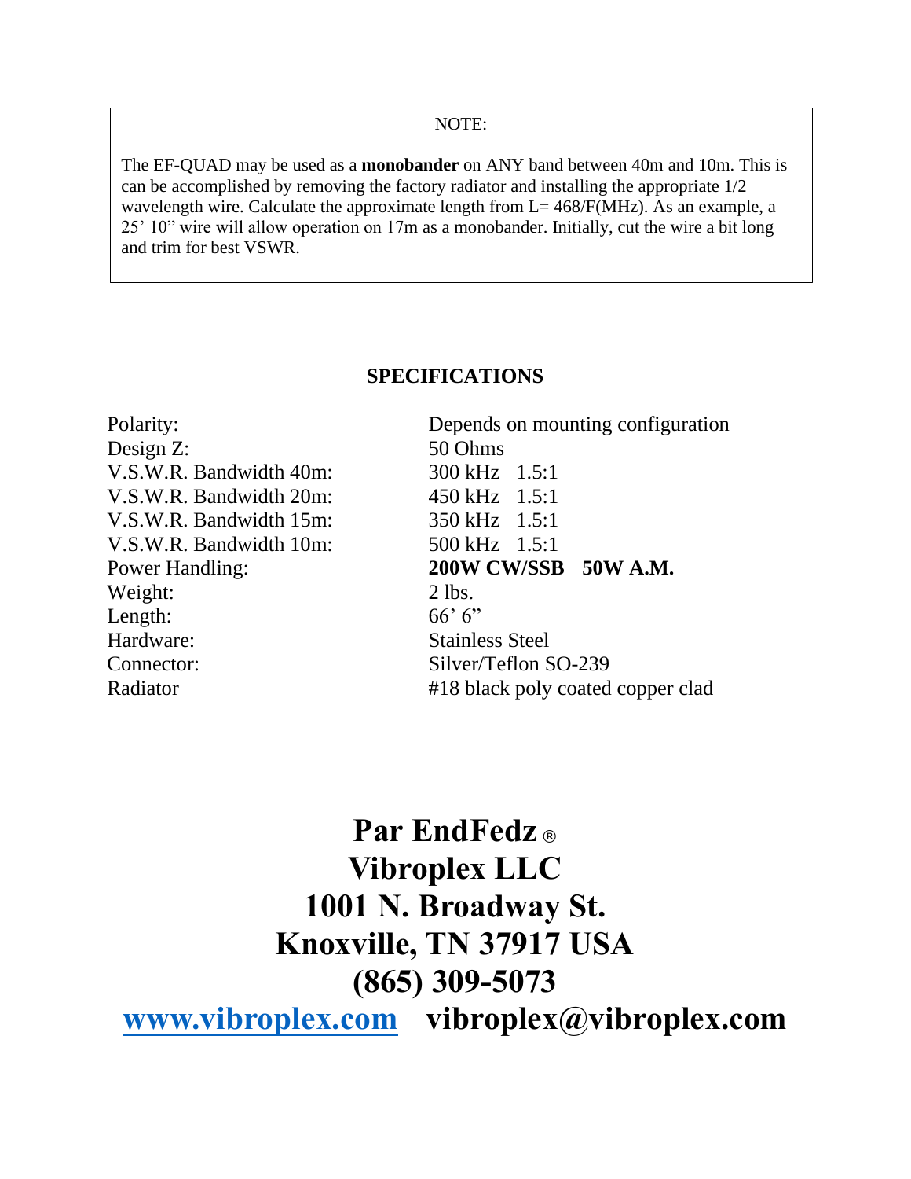NOTE:

The EF-QUAD may be used as a **monobander** on ANY band between 40m and 10m. This is can be accomplished by removing the factory radiator and installing the appropriate 1/2 wavelength wire. Calculate the approximate length from L= 468/F(MHz). As an example, a 25' 10" wire will allow operation on 17m as a monobander. Initially, cut the wire a bit long and trim for best VSWR.

## SPECIFICATIONS

| | |
|---|---|
| Polarity: | Depends on mounting configuration |
| Design Z: | 50 Ohms |
| V.S.W.R. Bandwidth 40m: | 300 kHz 1.5:1 |
| V.S.W.R. Bandwidth 20m: | 450 kHz 1.5:1 |
| V.S.W.R. Bandwidth 15m: | 350 kHz 1.5:1 |
| V.S.W.R. Bandwidth 10m: | 500 kHz 1.5:1 |
| Power Handling: | **200W CW/SSB 50W A.M.** |
| Weight: | 2 lbs. |
| Length: | 66' 6" |
| Hardware: | Stainless Steel |
| Connector: | Silver/Teflon SO-239 |
| Radiator | #18 black poly coated copper clad |

**Par EndFedz ®**
**Vibroplex LLC**
**1001 N. Broadway St.**
**Knoxville, TN 37917 USA**
**(865) 309-5073**
**www.vibroplex.com vibroplex@vibroplex.com**